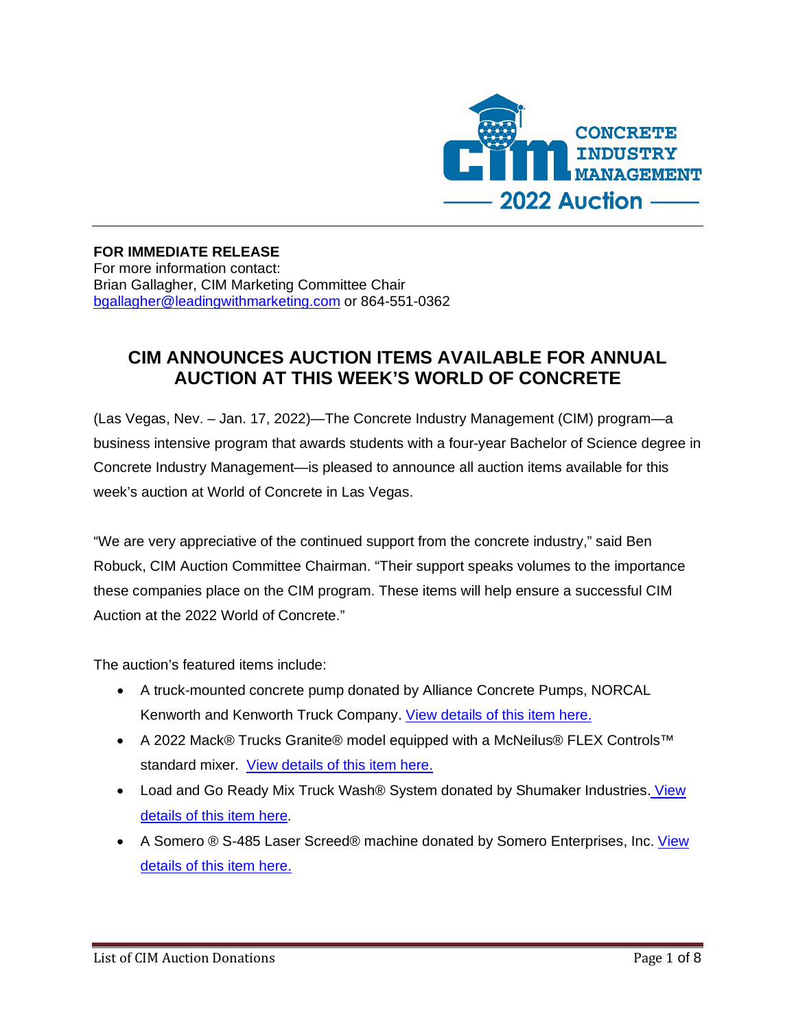**FOR IMMEDIATE RELEASE**
For more information contact:
Brian Gallagher, CIM Marketing Committee Chair
[bgallagher@leadingwithmarketing.com](mailto:bgallagher@leadingwithmarketing.com) or 864-551-0362

## CIM ANNOUNCES AUCTION ITEMS AVAILABLE FOR ANNUAL AUCTION AT THIS WEEK'S WORLD OF CONCRETE

(Las Vegas, Nev. – Jan. 17, 2022)—The Concrete Industry Management (CIM) program—a business intensive program that awards students with a four-year Bachelor of Science degree in Concrete Industry Management—is pleased to announce all auction items available for this week's auction at World of Concrete in Las Vegas.

"We are very appreciative of the continued support from the concrete industry," said Ben Robuck, CIM Auction Committee Chairman. "Their support speaks volumes to the importance these companies place on the CIM program. These items will help ensure a successful CIM Auction at the 2022 World of Concrete."

The auction's featured items include:

- A truck-mounted concrete pump donated by Alliance Concrete Pumps, NORCAL Kenworth and Kenworth Truck Company. View details of this item here.
- A 2022 Mack® Trucks Granite® model equipped with a McNeilus® FLEX Controls™ standard mixer. View details of this item here.
- Load and Go Ready Mix Truck Wash® System donated by Shumaker Industries. View details of this item here.
- A Somero ® S-485 Laser Screed® machine donated by Somero Enterprises, Inc. View details of this item here.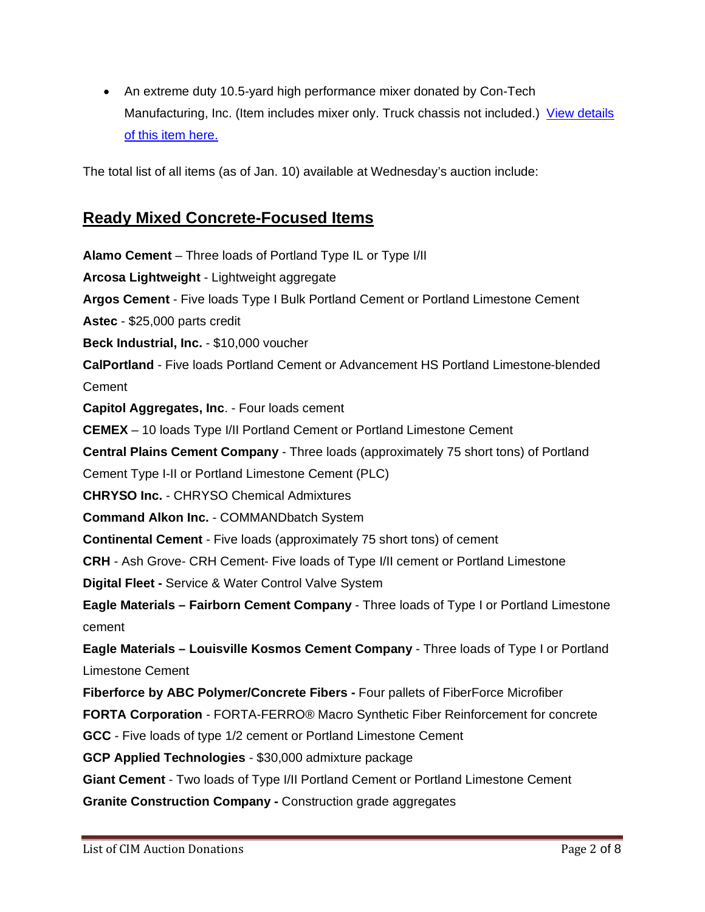- An extreme duty 10.5-yard high performance mixer donated by Con-Tech Manufacturing, Inc. (Item includes mixer only. Truck chassis not included.) [View details of this item here.]()

The total list of all items (as of Jan. 10) available at Wednesday's auction include:

## Ready Mixed Concrete-Focused Items

**Alamo Cement** – Three loads of Portland Type IL or Type I/II

**Arcosa Lightweight** - Lightweight aggregate

**Argos Cement** - Five loads Type I Bulk Portland Cement or Portland Limestone Cement

**Astec** - $25,000 parts credit

**Beck Industrial, Inc.** - $10,000 voucher

**CalPortland** - Five loads Portland Cement or Advancement HS Portland Limestone-blended Cement

**Capitol Aggregates, Inc**. - Four loads cement

**CEMEX** – 10 loads Type I/II Portland Cement or Portland Limestone Cement

**Central Plains Cement Company** - Three loads (approximately 75 short tons) of Portland Cement Type I-II or Portland Limestone Cement (PLC)

**CHRYSO Inc.** - CHRYSO Chemical Admixtures

**Command Alkon Inc.** - COMMANDbatch System

**Continental Cement** - Five loads (approximately 75 short tons) of cement

**CRH** - Ash Grove- CRH Cement- Five loads of Type I/II cement or Portland Limestone

**Digital Fleet -** Service & Water Control Valve System

**Eagle Materials – Fairborn Cement Company** - Three loads of Type I or Portland Limestone cement

**Eagle Materials – Louisville Kosmos Cement Company** - Three loads of Type I or Portland Limestone Cement

**Fiberforce by ABC Polymer/Concrete Fibers -** Four pallets of FiberForce Microfiber

**FORTA Corporation** - FORTA-FERRO® Macro Synthetic Fiber Reinforcement for concrete

**GCC** - Five loads of type 1/2 cement or Portland Limestone Cement

**GCP Applied Technologies** - $30,000 admixture package

**Giant Cement** - Two loads of Type I/II Portland Cement or Portland Limestone Cement

**Granite Construction Company -** Construction grade aggregates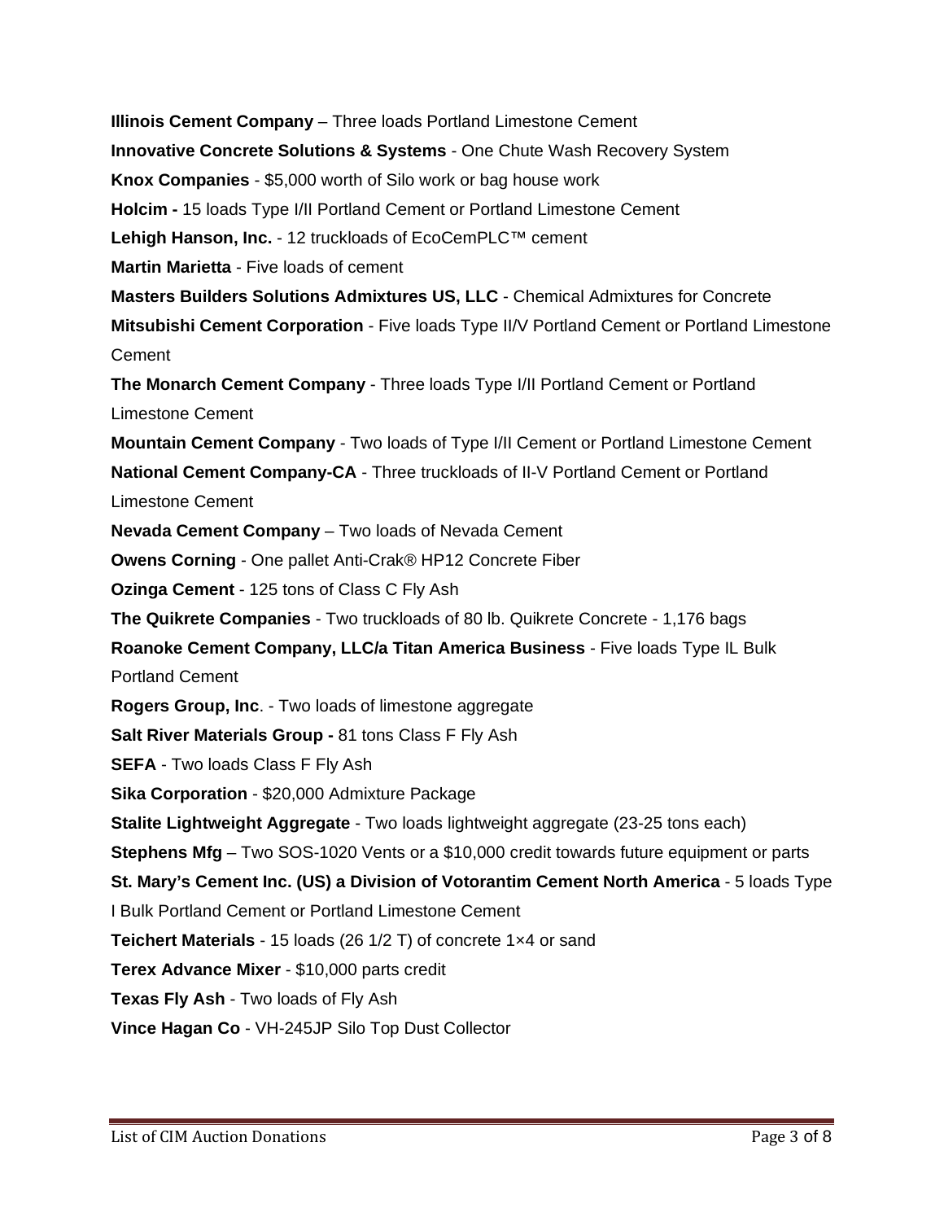**Illinois Cement Company** – Three loads Portland Limestone Cement

**Innovative Concrete Solutions & Systems** - One Chute Wash Recovery System

**Knox Companies** - $5,000 worth of Silo work or bag house work

**Holcim -** 15 loads Type I/II Portland Cement or Portland Limestone Cement

**Lehigh Hanson, Inc.** - 12 truckloads of EcoCemPLC™ cement

**Martin Marietta** - Five loads of cement

**Masters Builders Solutions Admixtures US, LLC** - Chemical Admixtures for Concrete

**Mitsubishi Cement Corporation** - Five loads Type II/V Portland Cement or Portland Limestone Cement

**The Monarch Cement Company** - Three loads Type I/II Portland Cement or Portland Limestone Cement

**Mountain Cement Company** - Two loads of Type I/II Cement or Portland Limestone Cement

**National Cement Company-CA** - Three truckloads of II-V Portland Cement or Portland Limestone Cement

**Nevada Cement Company** – Two loads of Nevada Cement

**Owens Corning** - One pallet Anti-Crak® HP12 Concrete Fiber

**Ozinga Cement** - 125 tons of Class C Fly Ash

**The Quikrete Companies** - Two truckloads of 80 lb. Quikrete Concrete - 1,176 bags

**Roanoke Cement Company, LLC/a Titan America Business** - Five loads Type IL Bulk Portland Cement

**Rogers Group, Inc**. - Two loads of limestone aggregate

**Salt River Materials Group -** 81 tons Class F Fly Ash

**SEFA** - Two loads Class F Fly Ash

**Sika Corporation** - $20,000 Admixture Package

**Stalite Lightweight Aggregate** - Two loads lightweight aggregate (23-25 tons each)

**Stephens Mfg** – Two SOS-1020 Vents or a $10,000 credit towards future equipment or parts

**St. Mary's Cement Inc. (US) a Division of Votorantim Cement North America** - 5 loads Type I Bulk Portland Cement or Portland Limestone Cement

**Teichert Materials** - 15 loads (26 1/2 T) of concrete 1×4 or sand

**Terex Advance Mixer** - $10,000 parts credit

**Texas Fly Ash** - Two loads of Fly Ash

**Vince Hagan Co** - VH-245JP Silo Top Dust Collector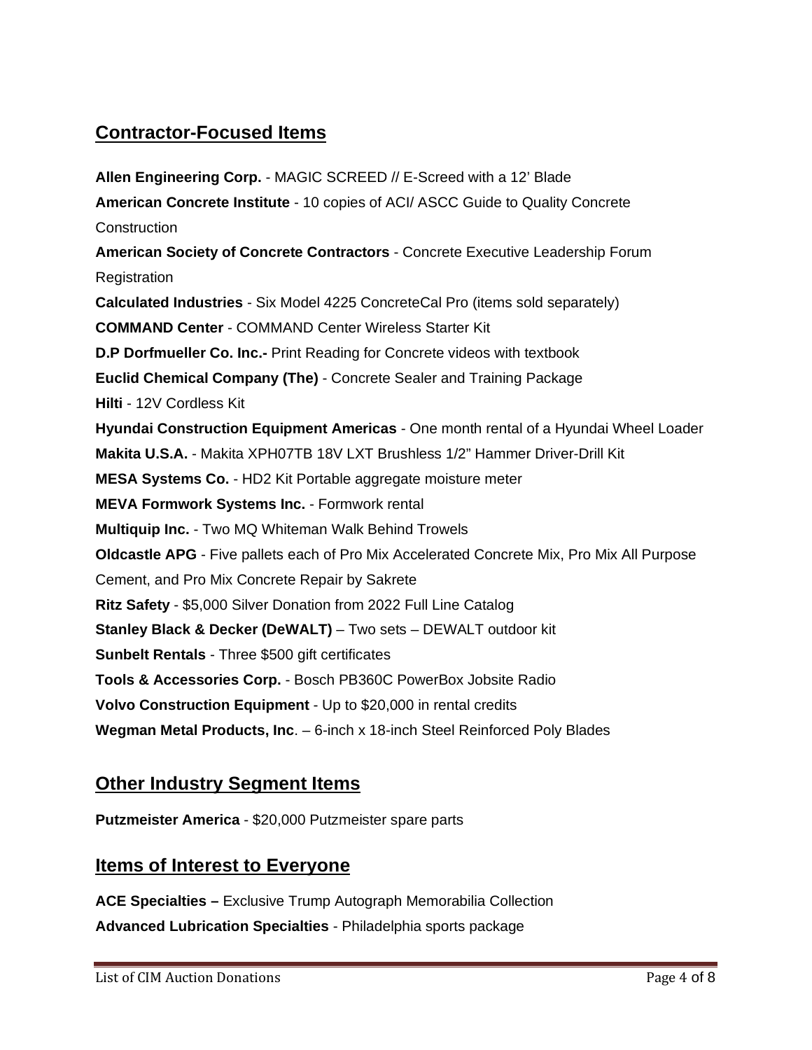## Contractor-Focused Items

**Allen Engineering Corp.** - MAGIC SCREED // E-Screed with a 12' Blade
**American Concrete Institute** - 10 copies of ACI/ ASCC Guide to Quality Concrete Construction
**American Society of Concrete Contractors** - Concrete Executive Leadership Forum Registration
**Calculated Industries** - Six Model 4225 ConcreteCal Pro (items sold separately)
**COMMAND Center** - COMMAND Center Wireless Starter Kit
**D.P Dorfmueller Co. Inc.-** Print Reading for Concrete videos with textbook
**Euclid Chemical Company (The)** - Concrete Sealer and Training Package
**Hilti** - 12V Cordless Kit
**Hyundai Construction Equipment Americas** - One month rental of a Hyundai Wheel Loader
**Makita U.S.A.** - Makita XPH07TB 18V LXT Brushless 1/2" Hammer Driver-Drill Kit
**MESA Systems Co.** - HD2 Kit Portable aggregate moisture meter
**MEVA Formwork Systems Inc.** - Formwork rental
**Multiquip Inc.** - Two MQ Whiteman Walk Behind Trowels
**Oldcastle APG** - Five pallets each of Pro Mix Accelerated Concrete Mix, Pro Mix All Purpose Cement, and Pro Mix Concrete Repair by Sakrete
**Ritz Safety** - $5,000 Silver Donation from 2022 Full Line Catalog
**Stanley Black & Decker (DeWALT)** – Two sets – DEWALT outdoor kit
**Sunbelt Rentals** - Three $500 gift certificates
**Tools & Accessories Corp.** - Bosch PB360C PowerBox Jobsite Radio
**Volvo Construction Equipment** - Up to $20,000 in rental credits
**Wegman Metal Products, Inc**. – 6-inch x 18-inch Steel Reinforced Poly Blades

## Other Industry Segment Items

**Putzmeister America** - $20,000 Putzmeister spare parts

## Items of Interest to Everyone

**ACE Specialties –** Exclusive Trump Autograph Memorabilia Collection
**Advanced Lubrication Specialties** - Philadelphia sports package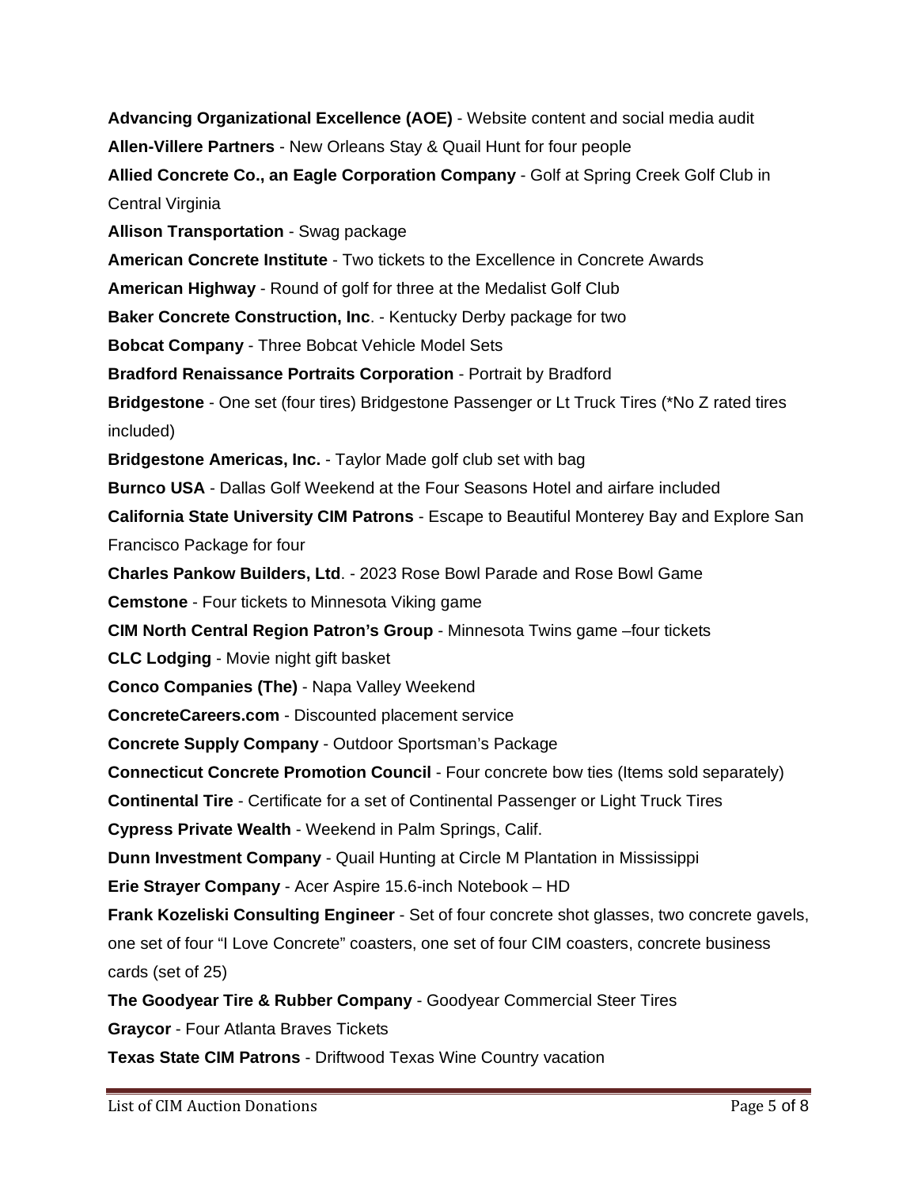**Advancing Organizational Excellence (AOE)** - Website content and social media audit

**Allen-Villere Partners** - New Orleans Stay & Quail Hunt for four people

**Allied Concrete Co., an Eagle Corporation Company** - Golf at Spring Creek Golf Club in Central Virginia

**Allison Transportation** - Swag package

**American Concrete Institute** - Two tickets to the Excellence in Concrete Awards

**American Highway** - Round of golf for three at the Medalist Golf Club

**Baker Concrete Construction, Inc**. - Kentucky Derby package for two

**Bobcat Company** - Three Bobcat Vehicle Model Sets

**Bradford Renaissance Portraits Corporation** - Portrait by Bradford

**Bridgestone** - One set (four tires) Bridgestone Passenger or Lt Truck Tires (*No Z rated tires included)

**Bridgestone Americas, Inc.** - Taylor Made golf club set with bag

**Burnco USA** - Dallas Golf Weekend at the Four Seasons Hotel and airfare included

**California State University CIM Patrons** - Escape to Beautiful Monterey Bay and Explore San Francisco Package for four

**Charles Pankow Builders, Ltd**. - 2023 Rose Bowl Parade and Rose Bowl Game

**Cemstone** - Four tickets to Minnesota Viking game

**CIM North Central Region Patron's Group** - Minnesota Twins game –four tickets

**CLC Lodging** - Movie night gift basket

**Conco Companies (The)** - Napa Valley Weekend

**ConcreteCareers.com** - Discounted placement service

**Concrete Supply Company** - Outdoor Sportsman's Package

**Connecticut Concrete Promotion Council** - Four concrete bow ties (Items sold separately)

**Continental Tire** - Certificate for a set of Continental Passenger or Light Truck Tires

**Cypress Private Wealth** - Weekend in Palm Springs, Calif.

**Dunn Investment Company** - Quail Hunting at Circle M Plantation in Mississippi

**Erie Strayer Company** - Acer Aspire 15.6-inch Notebook – HD

**Frank Kozeliski Consulting Engineer** - Set of four concrete shot glasses, two concrete gavels, one set of four "I Love Concrete" coasters, one set of four CIM coasters, concrete business cards (set of 25)

**The Goodyear Tire & Rubber Company** - Goodyear Commercial Steer Tires

**Graycor** - Four Atlanta Braves Tickets

**Texas State CIM Patrons** - Driftwood Texas Wine Country vacation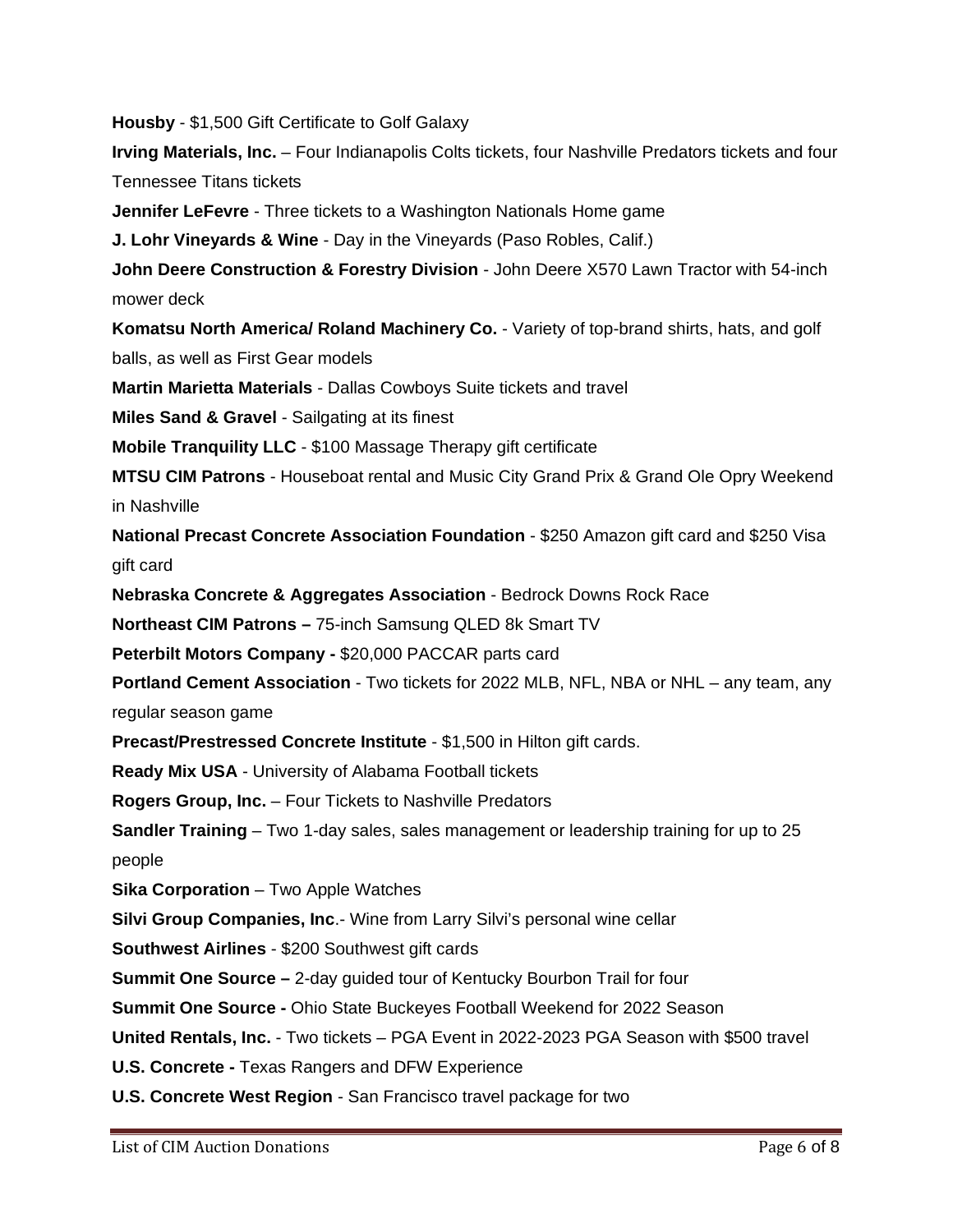**Housby** - $1,500 Gift Certificate to Golf Galaxy

**Irving Materials, Inc.** – Four Indianapolis Colts tickets, four Nashville Predators tickets and four Tennessee Titans tickets

**Jennifer LeFevre** - Three tickets to a Washington Nationals Home game

**J. Lohr Vineyards & Wine** - Day in the Vineyards (Paso Robles, Calif.)

**John Deere Construction & Forestry Division** - John Deere X570 Lawn Tractor with 54-inch mower deck

**Komatsu North America/ Roland Machinery Co.** - Variety of top-brand shirts, hats, and golf balls, as well as First Gear models

**Martin Marietta Materials** - Dallas Cowboys Suite tickets and travel

**Miles Sand & Gravel** - Sailgating at its finest

**Mobile Tranquility LLC** - $100 Massage Therapy gift certificate

**MTSU CIM Patrons** - Houseboat rental and Music City Grand Prix & Grand Ole Opry Weekend in Nashville

**National Precast Concrete Association Foundation** - $250 Amazon gift card and $250 Visa gift card

**Nebraska Concrete & Aggregates Association** - Bedrock Downs Rock Race

**Northeast CIM Patrons –** 75-inch Samsung QLED 8k Smart TV

**Peterbilt Motors Company -** $20,000 PACCAR parts card

**Portland Cement Association** - Two tickets for 2022 MLB, NFL, NBA or NHL – any team, any regular season game

**Precast/Prestressed Concrete Institute** - $1,500 in Hilton gift cards.

**Ready Mix USA** - University of Alabama Football tickets

**Rogers Group, Inc.** – Four Tickets to Nashville Predators

**Sandler Training** – Two 1-day sales, sales management or leadership training for up to 25 people

**Sika Corporation** – Two Apple Watches

**Silvi Group Companies, Inc**.- Wine from Larry Silvi's personal wine cellar

**Southwest Airlines** - $200 Southwest gift cards

**Summit One Source –** 2-day guided tour of Kentucky Bourbon Trail for four

**Summit One Source -** Ohio State Buckeyes Football Weekend for 2022 Season

**United Rentals, Inc.** - Two tickets – PGA Event in 2022-2023 PGA Season with $500 travel

**U.S. Concrete -** Texas Rangers and DFW Experience

**U.S. Concrete West Region** - San Francisco travel package for two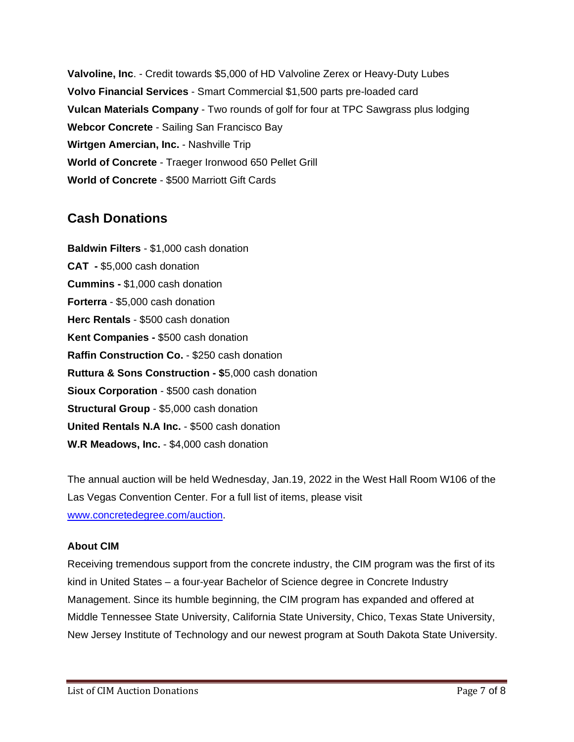**Valvoline, Inc**. - Credit towards $5,000 of HD Valvoline Zerex or Heavy-Duty Lubes
**Volvo Financial Services** - Smart Commercial $1,500 parts pre-loaded card
**Vulcan Materials Company** - Two rounds of golf for four at TPC Sawgrass plus lodging
**Webcor Concrete** - Sailing San Francisco Bay
**Wirtgen Amercian, Inc.** - Nashville Trip
**World of Concrete** - Traeger Ironwood 650 Pellet Grill
**World of Concrete** - $500 Marriott Gift Cards

## Cash Donations

**Baldwin Filters** - $1,000 cash donation
**CAT -** $5,000 cash donation
**Cummins -** $1,000 cash donation
**Forterra** - $5,000 cash donation
**Herc Rentals** - $500 cash donation
**Kent Companies -** $500 cash donation
**Raffin Construction Co.** - $250 cash donation
**Ruttura & Sons Construction - $**5,000 cash donation
**Sioux Corporation** - $500 cash donation
**Structural Group** - $5,000 cash donation
**United Rentals N.A Inc.** - $500 cash donation
**W.R Meadows, Inc.** - $4,000 cash donation

The annual auction will be held Wednesday, Jan.19, 2022 in the West Hall Room W106 of the Las Vegas Convention Center. For a full list of items, please visit www.concretedegree.com/auction.

**About CIM**

Receiving tremendous support from the concrete industry, the CIM program was the first of its kind in United States – a four-year Bachelor of Science degree in Concrete Industry Management. Since its humble beginning, the CIM program has expanded and offered at Middle Tennessee State University, California State University, Chico, Texas State University, New Jersey Institute of Technology and our newest program at South Dakota State University.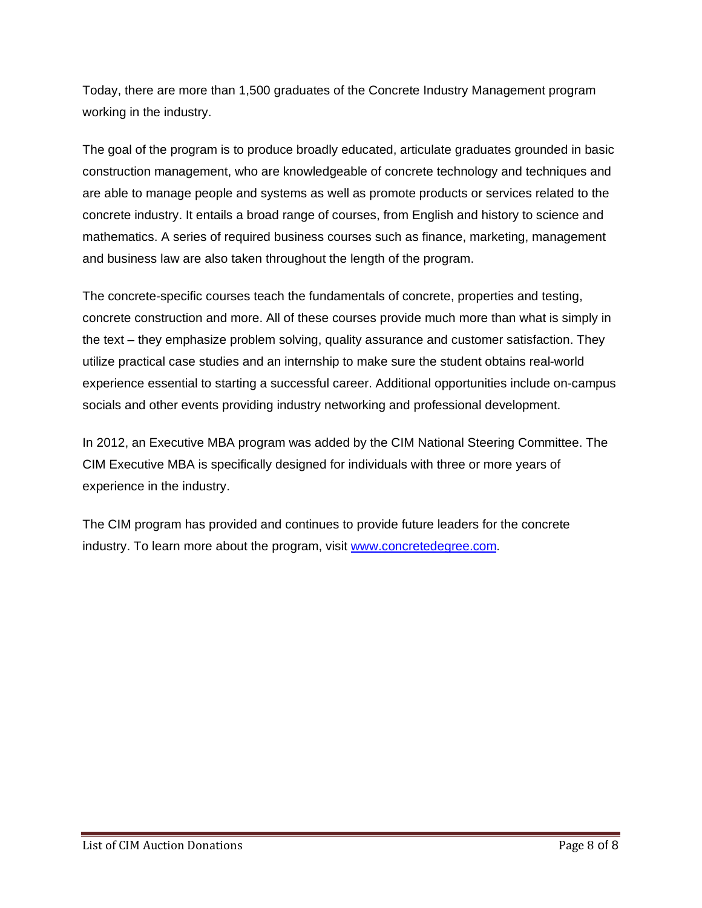Today, there are more than 1,500 graduates of the Concrete Industry Management program working in the industry.

The goal of the program is to produce broadly educated, articulate graduates grounded in basic construction management, who are knowledgeable of concrete technology and techniques and are able to manage people and systems as well as promote products or services related to the concrete industry. It entails a broad range of courses, from English and history to science and mathematics. A series of required business courses such as finance, marketing, management and business law are also taken throughout the length of the program.

The concrete-specific courses teach the fundamentals of concrete, properties and testing, concrete construction and more. All of these courses provide much more than what is simply in the text – they emphasize problem solving, quality assurance and customer satisfaction. They utilize practical case studies and an internship to make sure the student obtains real-world experience essential to starting a successful career. Additional opportunities include on-campus socials and other events providing industry networking and professional development.

In 2012, an Executive MBA program was added by the CIM National Steering Committee. The CIM Executive MBA is specifically designed for individuals with three or more years of experience in the industry.

The CIM program has provided and continues to provide future leaders for the concrete industry. To learn more about the program, visit [www.concretedegree.com](http://www.concretedegree.com).